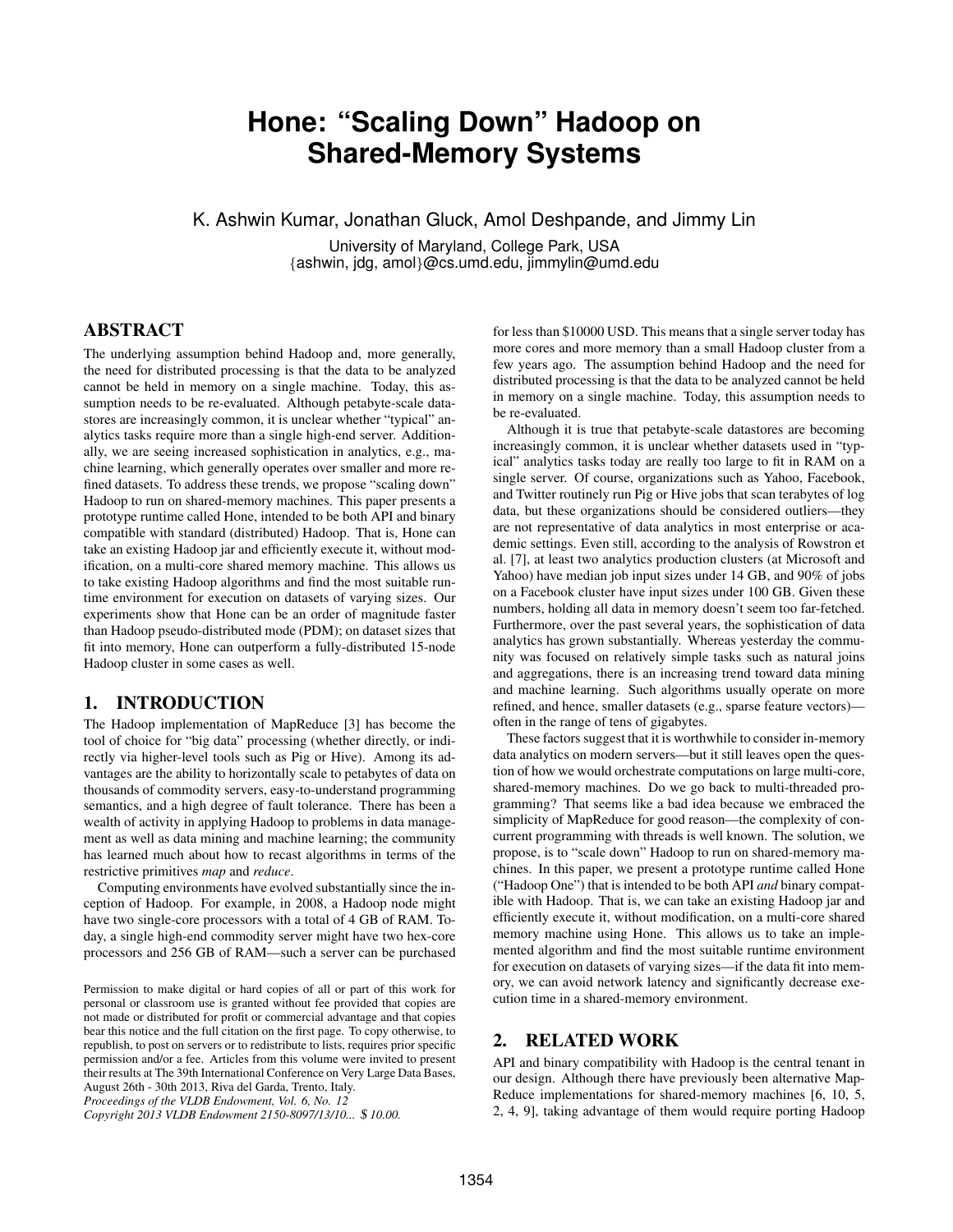# Hone: "Scaling Down" Hadoop on Shared-Memory Systems

K. Ashwin Kumar, Jonathan Gluck, Amol Deshpande, and Jimmy Lin

University of Maryland, College Park, USA
{ashwin, jdg, amol}@cs.umd.edu, jimmylin@umd.edu

## ABSTRACT

The underlying assumption behind Hadoop and, more generally, the need for distributed processing is that the data to be analyzed cannot be held in memory on a single machine. Today, this assumption needs to be re-evaluated. Although petabyte-scale datastores are increasingly common, it is unclear whether "typical" analytics tasks require more than a single high-end server. Additionally, we are seeing increased sophistication in analytics, e.g., machine learning, which generally operates over smaller and more refined datasets. To address these trends, we propose "scaling down" Hadoop to run on shared-memory machines. This paper presents a prototype runtime called Hone, intended to be both API and binary compatible with standard (distributed) Hadoop. That is, Hone can take an existing Hadoop jar and efficiently execute it, without modification, on a multi-core shared memory machine. This allows us to take existing Hadoop algorithms and find the most suitable runtime environment for execution on datasets of varying sizes. Our experiments show that Hone can be an order of magnitude faster than Hadoop pseudo-distributed mode (PDM); on dataset sizes that fit into memory, Hone can outperform a fully-distributed 15-node Hadoop cluster in some cases as well.

## 1. INTRODUCTION

The Hadoop implementation of MapReduce [3] has become the tool of choice for "big data" processing (whether directly, or indirectly via higher-level tools such as Pig or Hive). Among its advantages are the ability to horizontally scale to petabytes of data on thousands of commodity servers, easy-to-understand programming semantics, and a high degree of fault tolerance. There has been a wealth of activity in applying Hadoop to problems in data management as well as data mining and machine learning; the community has learned much about how to recast algorithms in terms of the restrictive primitives *map* and *reduce*.

Computing environments have evolved substantially since the inception of Hadoop. For example, in 2008, a Hadoop node might have two single-core processors with a total of 4 GB of RAM. Today, a single high-end commodity server might have two hex-core processors and 256 GB of RAM—such a server can be purchased for less than $10000 USD. This means that a single server today has more cores and more memory than a small Hadoop cluster from a few years ago. The assumption behind Hadoop and the need for distributed processing is that the data to be analyzed cannot be held in memory on a single machine. Today, this assumption needs to be re-evaluated.

Although it is true that petabyte-scale datastores are becoming increasingly common, it is unclear whether datasets used in "typical" analytics tasks today are really too large to fit in RAM on a single server. Of course, organizations such as Yahoo, Facebook, and Twitter routinely run Pig or Hive jobs that scan terabytes of log data, but these organizations should be considered outliers—they are not representative of data analytics in most enterprise or academic settings. Even still, according to the analysis of Rowstron et al. [7], at least two analytics production clusters (at Microsoft and Yahoo) have median job input sizes under 14 GB, and 90% of jobs on a Facebook cluster have input sizes under 100 GB. Given these numbers, holding all data in memory doesn't seem too far-fetched. Furthermore, over the past several years, the sophistication of data analytics has grown substantially. Whereas yesterday the community was focused on relatively simple tasks such as natural joins and aggregations, there is an increasing trend toward data mining and machine learning. Such algorithms usually operate on more refined, and hence, smaller datasets (e.g., sparse feature vectors)—often in the range of tens of gigabytes.

These factors suggest that it is worthwhile to consider in-memory data analytics on modern servers—but it still leaves open the question of how we would orchestrate computations on large multi-core, shared-memory machines. Do we go back to multi-threaded programming? That seems like a bad idea because we embraced the simplicity of MapReduce for good reason—the complexity of concurrent programming with threads is well known. The solution, we propose, is to "scale down" Hadoop to run on shared-memory machines. In this paper, we present a prototype runtime called Hone ("Hadoop One") that is intended to be both API *and* binary compatible with Hadoop. That is, we can take an existing Hadoop jar and efficiently execute it, without modification, on a multi-core shared memory machine using Hone. This allows us to take an implemented algorithm and find the most suitable runtime environment for execution on datasets of varying sizes—if the data fit into memory, we can avoid network latency and significantly decrease execution time in a shared-memory environment.

## 2. RELATED WORK

API and binary compatibility with Hadoop is the central tenant in our design. Although there have previously been alternative MapReduce implementations for shared-memory machines [6, 10, 5, 2, 4, 9], taking advantage of them would require porting Hadoop

Permission to make digital or hard copies of all or part of this work for personal or classroom use is granted without fee provided that copies are not made or distributed for profit or commercial advantage and that copies bear this notice and the full citation on the first page. To copy otherwise, to republish, to post on servers or to redistribute to lists, requires prior specific permission and/or a fee. Articles from this volume were invited to present their results at The 39th International Conference on Very Large Data Bases, August 26th - 30th 2013, Riva del Garda, Trento, Italy.
*Proceedings of the VLDB Endowment, Vol. 6, No. 12*
*Copyright 2013 VLDB Endowment 2150-8097/13/10... $ 10.00.*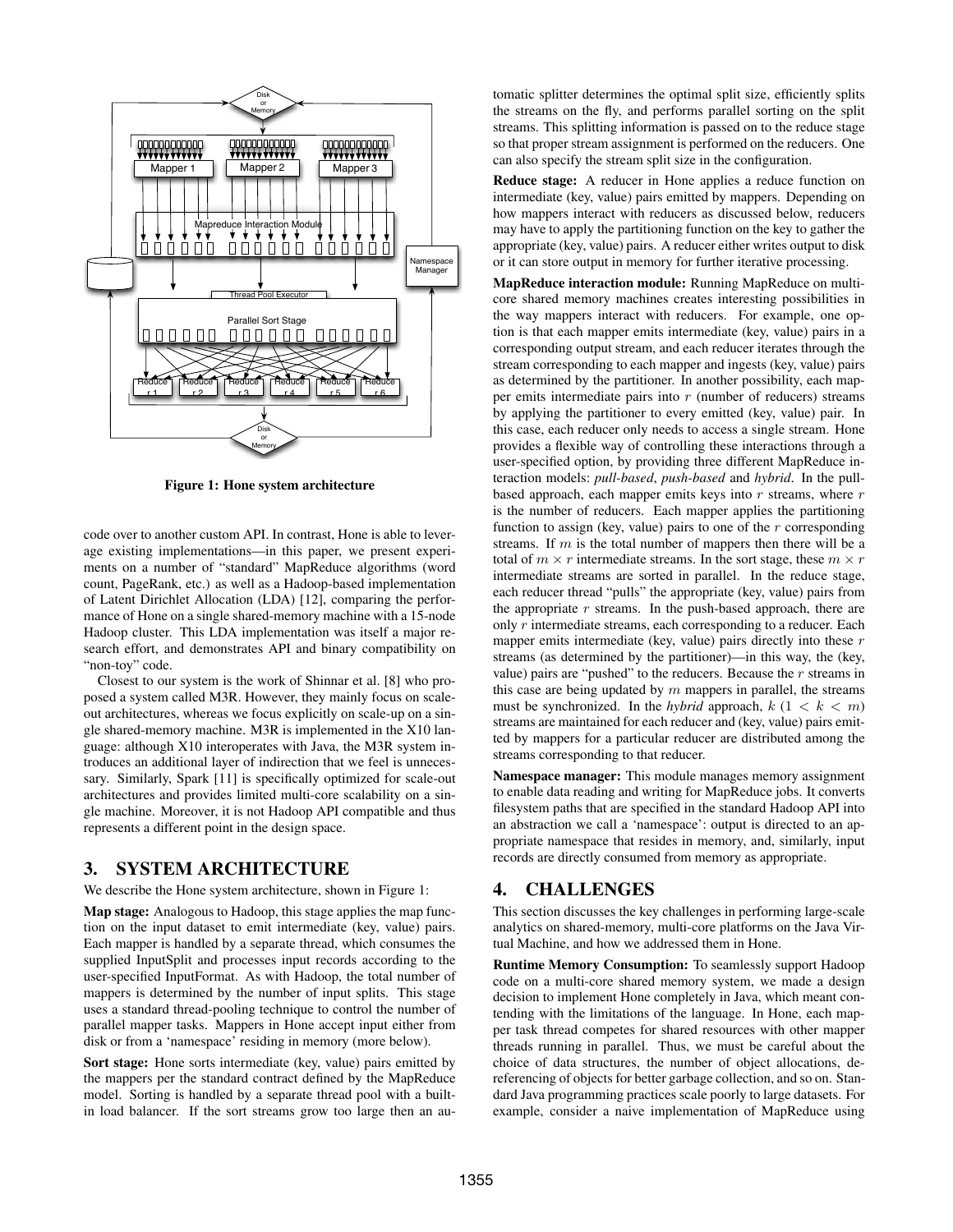Figure 1: Hone system architecture

code over to another custom API. In contrast, Hone is able to leverage existing implementations—in this paper, we present experiments on a number of "standard" MapReduce algorithms (word count, PageRank, etc.) as well as a Hadoop-based implementation of Latent Dirichlet Allocation (LDA) [12], comparing the performance of Hone on a single shared-memory machine with a 15-node Hadoop cluster. This LDA implementation was itself a major research effort, and demonstrates API and binary compatibility on "non-toy" code.

Closest to our system is the work of Shinnar et al. [8] who proposed a system called M3R. However, they mainly focus on scale-out architectures, whereas we focus explicitly on scale-up on a single shared-memory machine. M3R is implemented in the X10 language: although X10 interoperates with Java, the M3R system introduces an additional layer of indirection that we feel is unnecessary. Similarly, Spark [11] is specifically optimized for scale-out architectures and provides limited multi-core scalability on a single machine. Moreover, it is not Hadoop API compatible and thus represents a different point in the design space.

## 3. SYSTEM ARCHITECTURE

We describe the Hone system architecture, shown in Figure 1:

**Map stage:** Analogous to Hadoop, this stage applies the map function on the input dataset to emit intermediate (key, value) pairs. Each mapper is handled by a separate thread, which consumes the supplied InputSplit and processes input records according to the user-specified InputFormat. As with Hadoop, the total number of mappers is determined by the number of input splits. This stage uses a standard thread-pooling technique to control the number of parallel mapper tasks. Mappers in Hone accept input either from disk or from a 'namespace' residing in memory (more below).

**Sort stage:** Hone sorts intermediate (key, value) pairs emitted by the mappers per the standard contract defined by the MapReduce model. Sorting is handled by a separate thread pool with a built-in load balancer. If the sort streams grow too large then an automatic splitter determines the optimal split size, efficiently splits the streams on the fly, and performs parallel sorting on the split streams. This splitting information is passed on to the reduce stage so that proper stream assignment is performed on the reducers. One can also specify the stream split size in the configuration.

**Reduce stage:** A reducer in Hone applies a reduce function on intermediate (key, value) pairs emitted by mappers. Depending on how mappers interact with reducers as discussed below, reducers may have to apply the partitioning function on the key to gather the appropriate (key, value) pairs. A reducer either writes output to disk or it can store output in memory for further iterative processing.

**MapReduce interaction module:** Running MapReduce on multi-core shared memory machines creates interesting possibilities in the way mappers interact with reducers. For example, one option is that each mapper emits intermediate (key, value) pairs in a corresponding output stream, and each reducer iterates through the stream corresponding to each mapper and ingests (key, value) pairs as determined by the partitioner. In another possibility, each mapper emits intermediate pairs into $r$ (number of reducers) streams by applying the partitioner to every emitted (key, value) pair. In this case, each reducer only needs to access a single stream. Hone provides a flexible way of controlling these interactions through a user-specified option, by providing three different MapReduce interaction models: *pull-based*, *push-based* and *hybrid*. In the pull-based approach, each mapper emits keys into $r$ streams, where $r$ is the number of reducers. Each mapper applies the partitioning function to assign (key, value) pairs to one of the $r$ corresponding streams. If $m$ is the total number of mappers then there will be a total of $m \times r$ intermediate streams. In the sort stage, these $m \times r$ intermediate streams are sorted in parallel. In the reduce stage, each reducer thread "pulls" the appropriate (key, value) pairs from the appropriate $r$ streams. In the push-based approach, there are only $r$ intermediate streams, each corresponding to a reducer. Each mapper emits intermediate (key, value) pairs directly into these $r$ streams (as determined by the partitioner)—in this way, the (key, value) pairs are "pushed" to the reducers. Because the $r$ streams in this case are being updated by $m$ mappers in parallel, the streams must be synchronized. In the *hybrid* approach, $k$ $(1 < k < m)$ streams are maintained for each reducer and (key, value) pairs emitted by mappers for a particular reducer are distributed among the streams corresponding to that reducer.

**Namespace manager:** This module manages memory assignment to enable data reading and writing for MapReduce jobs. It converts filesystem paths that are specified in the standard Hadoop API into an abstraction we call a 'namespace': output is directed to an appropriate namespace that resides in memory, and, similarly, input records are directly consumed from memory as appropriate.

## 4. CHALLENGES

This section discusses the key challenges in performing large-scale analytics on shared-memory, multi-core platforms on the Java Virtual Machine, and how we addressed them in Hone.

**Runtime Memory Consumption:** To seamlessly support Hadoop code on a multi-core shared memory system, we made a design decision to implement Hone completely in Java, which meant contending with the limitations of the language. In Hone, each mapper task thread competes for shared resources with other mapper threads running in parallel. Thus, we must be careful about the choice of data structures, the number of object allocations, dereferencing of objects for better garbage collection, and so on. Standard Java programming practices scale poorly to large datasets. For example, consider a naive implementation of MapReduce using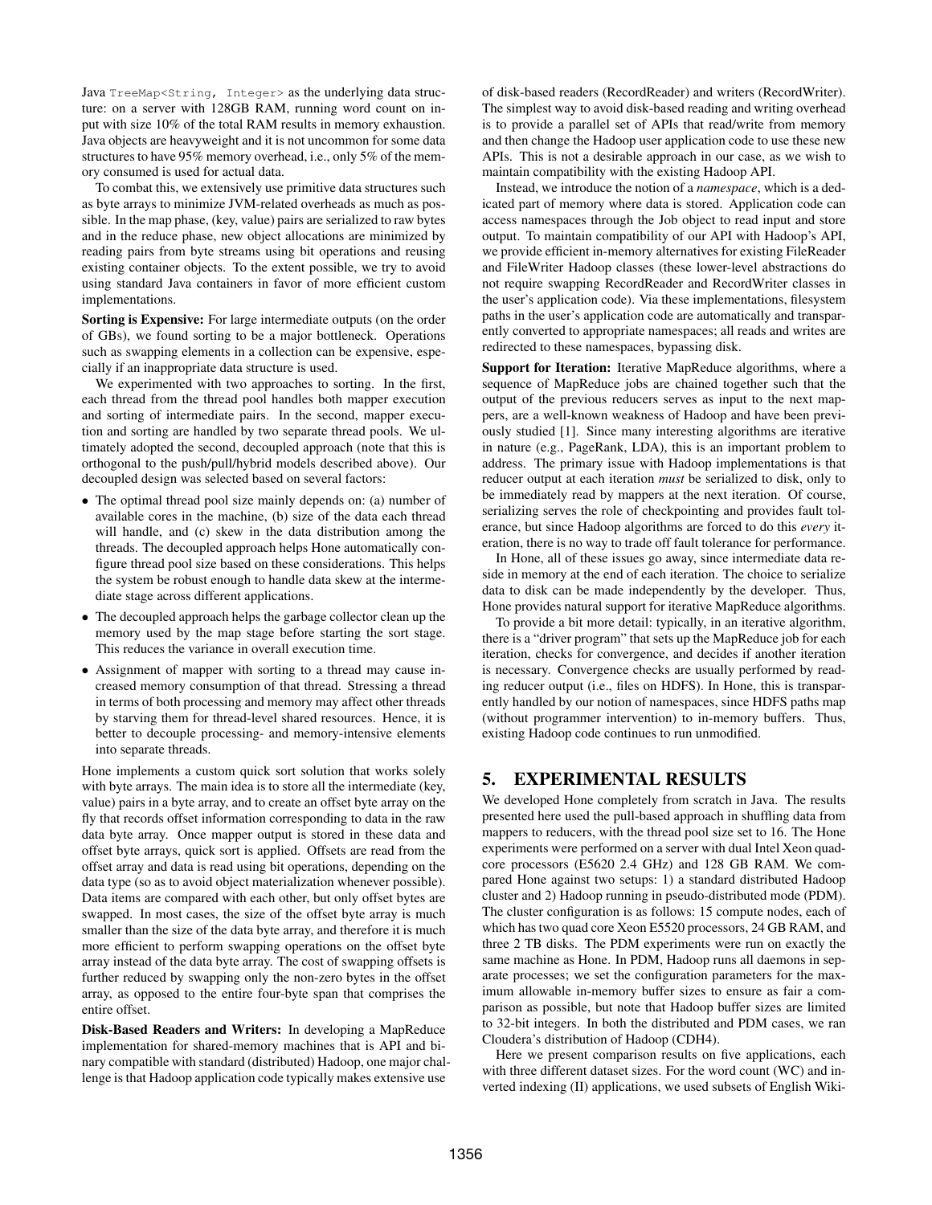Java `TreeMap<String, Integer>` as the underlying data structure: on a server with 128GB RAM, running word count on input with size 10% of the total RAM results in memory exhaustion. Java objects are heavyweight and it is not uncommon for some data structures to have 95% memory overhead, i.e., only 5% of the memory consumed is used for actual data.

To combat this, we extensively use primitive data structures such as byte arrays to minimize JVM-related overheads as much as possible. In the map phase, (key, value) pairs are serialized to raw bytes and in the reduce phase, new object allocations are minimized by reading pairs from byte streams using bit operations and reusing existing container objects. To the extent possible, we try to avoid using standard Java containers in favor of more efficient custom implementations.

**Sorting is Expensive:** For large intermediate outputs (on the order of GBs), we found sorting to be a major bottleneck. Operations such as swapping elements in a collection can be expensive, especially if an inappropriate data structure is used.

We experimented with two approaches to sorting. In the first, each thread from the thread pool handles both mapper execution and sorting of intermediate pairs. In the second, mapper execution and sorting are handled by two separate thread pools. We ultimately adopted the second, decoupled approach (note that this is orthogonal to the push/pull/hybrid models described above). Our decoupled design was selected based on several factors:

- The optimal thread pool size mainly depends on: (a) number of available cores in the machine, (b) size of the data each thread will handle, and (c) skew in the data distribution among the threads. The decoupled approach helps Hone automatically configure thread pool size based on these considerations. This helps the system be robust enough to handle data skew at the intermediate stage across different applications.
- The decoupled approach helps the garbage collector clean up the memory used by the map stage before starting the sort stage. This reduces the variance in overall execution time.
- Assignment of mapper with sorting to a thread may cause increased memory consumption of that thread. Stressing a thread in terms of both processing and memory may affect other threads by starving them for thread-level shared resources. Hence, it is better to decouple processing- and memory-intensive elements into separate threads.

Hone implements a custom quick sort solution that works solely with byte arrays. The main idea is to store all the intermediate (key, value) pairs in a byte array, and to create an offset byte array on the fly that records offset information corresponding to data in the raw data byte array. Once mapper output is stored in these data and offset byte arrays, quick sort is applied. Offsets are read from the offset array and data is read using bit operations, depending on the data type (so as to avoid object materialization whenever possible). Data items are compared with each other, but only offset bytes are swapped. In most cases, the size of the offset byte array is much smaller than the size of the data byte array, and therefore it is much more efficient to perform swapping operations on the offset byte array instead of the data byte array. The cost of swapping offsets is further reduced by swapping only the non-zero bytes in the offset array, as opposed to the entire four-byte span that comprises the entire offset.

**Disk-Based Readers and Writers:** In developing a MapReduce implementation for shared-memory machines that is API and binary compatible with standard (distributed) Hadoop, one major challenge is that Hadoop application code typically makes extensive use of disk-based readers (RecordReader) and writers (RecordWriter). The simplest way to avoid disk-based reading and writing overhead is to provide a parallel set of APIs that read/write from memory and then change the Hadoop user application code to use these new APIs. This is not a desirable approach in our case, as we wish to maintain compatibility with the existing Hadoop API.

Instead, we introduce the notion of a *namespace*, which is a dedicated part of memory where data is stored. Application code can access namespaces through the Job object to read input and store output. To maintain compatibility of our API with Hadoop's API, we provide efficient in-memory alternatives for existing FileReader and FileWriter Hadoop classes (these lower-level abstractions do not require swapping RecordReader and RecordWriter classes in the user's application code). Via these implementations, filesystem paths in the user's application code are automatically and transparently converted to appropriate namespaces; all reads and writes are redirected to these namespaces, bypassing disk.

**Support for Iteration:** Iterative MapReduce algorithms, where a sequence of MapReduce jobs are chained together such that the output of the previous reducers serves as input to the next mappers, are a well-known weakness of Hadoop and have been previously studied [1]. Since many interesting algorithms are iterative in nature (e.g., PageRank, LDA), this is an important problem to address. The primary issue with Hadoop implementations is that reducer output at each iteration *must* be serialized to disk, only to be immediately read by mappers at the next iteration. Of course, serializing serves the role of checkpointing and provides fault tolerance, but since Hadoop algorithms are forced to do this *every* iteration, there is no way to trade off fault tolerance for performance.

In Hone, all of these issues go away, since intermediate data reside in memory at the end of each iteration. The choice to serialize data to disk can be made independently by the developer. Thus, Hone provides natural support for iterative MapReduce algorithms.

To provide a bit more detail: typically, in an iterative algorithm, there is a "driver program" that sets up the MapReduce job for each iteration, checks for convergence, and decides if another iteration is necessary. Convergence checks are usually performed by reading reducer output (i.e., files on HDFS). In Hone, this is transparently handled by our notion of namespaces, since HDFS paths map (without programmer intervention) to in-memory buffers. Thus, existing Hadoop code continues to run unmodified.

## 5. EXPERIMENTAL RESULTS

We developed Hone completely from scratch in Java. The results presented here used the pull-based approach in shuffling data from mappers to reducers, with the thread pool size set to 16. The Hone experiments were performed on a server with dual Intel Xeon quad-core processors (E5620 2.4 GHz) and 128 GB RAM. We compared Hone against two setups: 1) a standard distributed Hadoop cluster and 2) Hadoop running in pseudo-distributed mode (PDM). The cluster configuration is as follows: 15 compute nodes, each of which has two quad core Xeon E5520 processors, 24 GB RAM, and three 2 TB disks. The PDM experiments were run on exactly the same machine as Hone. In PDM, Hadoop runs all daemons in separate processes; we set the configuration parameters for the maximum allowable in-memory buffer sizes to ensure as fair a comparison as possible, but note that Hadoop buffer sizes are limited to 32-bit integers. In both the distributed and PDM cases, we ran Cloudera's distribution of Hadoop (CDH4).

Here we present comparison results on five applications, each with three different dataset sizes. For the word count (WC) and inverted indexing (II) applications, we used subsets of English Wiki-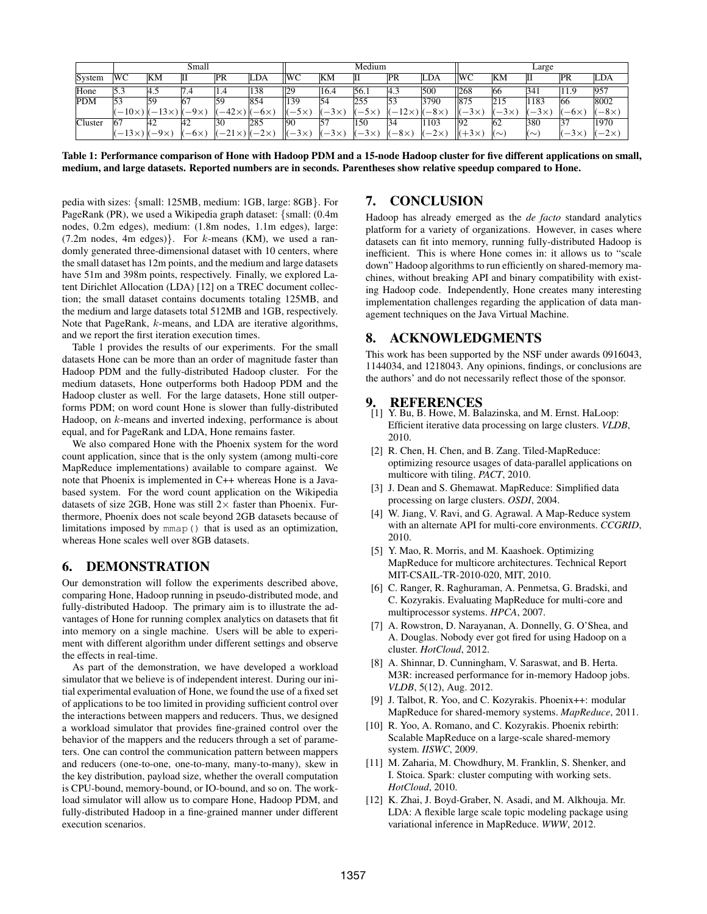| | Small | | | | | Medium | | | | | Large | | | | |
|---|---|---|---|---|---|---|---|---|---|---|---|---|---|---|---|
| System | WC | KM | II | PR | LDA | WC | KM | II | PR | LDA | WC | KM | II | PR | LDA |
| Hone | 5.3 | 4.5 | 7.4 | 1.4 | 138 | 29 | 16.4 | 56.1 | 4.3 | 500 | 268 | 66 | 341 | 11.9 | 957 |
| PDM | 53 (−10×) | 59 (−13×) | 67 (−9×) | 59 (−42×) | 854 (−6×) | 139 (−5×) | 54 (−3×) | 255 (−5×) | 53 (−12×) | 3790 (−8×) | 875 (−3×) | 215 (−3×) | 1183 (−3×) | 66 (−6×) | 8002 (−8×) |
| Cluster | 67 (−13×) | 42 (−9×) | 42 (−6×) | 30 (−21×) | 285 (−2×) | 90 (−3×) | 57 (−3×) | 150 (−3×) | 34 (−8×) | 1103 (−2×) | 92 (+3×) | 62 (∼) | 380 (∼) | 37 (−3×) | 1970 (−2×) |

**Table 1: Performance comparison of Hone with Hadoop PDM and a 15-node Hadoop cluster for five different applications on small, medium, and large datasets. Reported numbers are in seconds. Parentheses show relative speedup compared to Hone.**

pedia with sizes: {small: 125MB, medium: 1GB, large: 8GB}. For PageRank (PR), we used a Wikipedia graph dataset: {small: (0.4m nodes, 0.2m edges), medium: (1.8m nodes, 1.1m edges), large: (7.2m nodes, 4m edges)}. For $k$-means (KM), we used a randomly generated three-dimensional dataset with 10 centers, where the small dataset has 12m points, and the medium and large datasets have 51m and 398m points, respectively. Finally, we explored Latent Dirichlet Allocation (LDA) [12] on a TREC document collection; the small dataset contains documents totaling 125MB, and the medium and large datasets total 512MB and 1GB, respectively. Note that PageRank, $k$-means, and LDA are iterative algorithms, and we report the first iteration execution times.

Table 1 provides the results of our experiments. For the small datasets Hone can be more than an order of magnitude faster than Hadoop PDM and the fully-distributed Hadoop cluster. For the medium datasets, Hone outperforms both Hadoop PDM and the Hadoop cluster as well. For the large datasets, Hone still outperforms PDM; on word count Hone is slower than fully-distributed Hadoop, on $k$-means and inverted indexing, performance is about equal, and for PageRank and LDA, Hone remains faster.

We also compared Hone with the Phoenix system for the word count application, since that is the only system (among multi-core MapReduce implementations) available to compare against. We note that Phoenix is implemented in C++ whereas Hone is a Java-based system. For the word count application on the Wikipedia datasets of size 2GB, Hone was still 2× faster than Phoenix. Furthermore, Phoenix does not scale beyond 2GB datasets because of limitations imposed by `mmap()` that is used as an optimization, whereas Hone scales well over 8GB datasets.

## 6. DEMONSTRATION

Our demonstration will follow the experiments described above, comparing Hone, Hadoop running in pseudo-distributed mode, and fully-distributed Hadoop. The primary aim is to illustrate the advantages of Hone for running complex analytics on datasets that fit into memory on a single machine. Users will be able to experiment with different algorithm under different settings and observe the effects in real-time.

As part of the demonstration, we have developed a workload simulator that we believe is of independent interest. During our initial experimental evaluation of Hone, we found the use of a fixed set of applications to be too limited in providing sufficient control over the interactions between mappers and reducers. Thus, we designed a workload simulator that provides fine-grained control over the behavior of the mappers and the reducers through a set of parameters. One can control the communication pattern between mappers and reducers (one-to-one, one-to-many, many-to-many), skew in the key distribution, payload size, whether the overall computation is CPU-bound, memory-bound, or IO-bound, and so on. The workload simulator will allow us to compare Hone, Hadoop PDM, and fully-distributed Hadoop in a fine-grained manner under different execution scenarios.

## 7. CONCLUSION

Hadoop has already emerged as the *de facto* standard analytics platform for a variety of organizations. However, in cases where datasets can fit into memory, running fully-distributed Hadoop is inefficient. This is where Hone comes in: it allows us to "scale down" Hadoop algorithms to run efficiently on shared-memory machines, without breaking API and binary compatibility with existing Hadoop code. Independently, Hone creates many interesting implementation challenges regarding the application of data management techniques on the Java Virtual Machine.

## 8. ACKNOWLEDGMENTS

This work has been supported by the NSF under awards 0916043, 1144034, and 1218043. Any opinions, findings, or conclusions are the authors' and do not necessarily reflect those of the sponsor.

## 9. REFERENCES

[1] Y. Bu, B. Howe, M. Balazinska, and M. Ernst. HaLoop: Efficient iterative data processing on large clusters. *VLDB*, 2010.

[2] R. Chen, H. Chen, and B. Zang. Tiled-MapReduce: optimizing resource usages of data-parallel applications on multicore with tiling. *PACT*, 2010.

[3] J. Dean and S. Ghemawat. MapReduce: Simplified data processing on large clusters. *OSDI*, 2004.

[4] W. Jiang, V. Ravi, and G. Agrawal. A Map-Reduce system with an alternate API for multi-core environments. *CCGRID*, 2010.

[5] Y. Mao, R. Morris, and M. Kaashoek. Optimizing MapReduce for multicore architectures. Technical Report MIT-CSAIL-TR-2010-020, MIT, 2010.

[6] C. Ranger, R. Raghuraman, A. Penmetsa, G. Bradski, and C. Kozyrakis. Evaluating MapReduce for multi-core and multiprocessor systems. *HPCA*, 2007.

[7] A. Rowstron, D. Narayanan, A. Donnelly, G. O'Shea, and A. Douglas. Nobody ever got fired for using Hadoop on a cluster. *HotCloud*, 2012.

[8] A. Shinnar, D. Cunningham, V. Saraswat, and B. Herta. M3R: increased performance for in-memory Hadoop jobs. *VLDB*, 5(12), Aug. 2012.

[9] J. Talbot, R. Yoo, and C. Kozyrakis. Phoenix++: modular MapReduce for shared-memory systems. *MapReduce*, 2011.

[10] R. Yoo, A. Romano, and C. Kozyrakis. Phoenix rebirth: Scalable MapReduce on a large-scale shared-memory system. *IISWC*, 2009.

[11] M. Zaharia, M. Chowdhury, M. Franklin, S. Shenker, and I. Stoica. Spark: cluster computing with working sets. *HotCloud*, 2010.

[12] K. Zhai, J. Boyd-Graber, N. Asadi, and M. Alkhouja. Mr. LDA: A flexible large scale topic modeling package using variational inference in MapReduce. *WWW*, 2012.